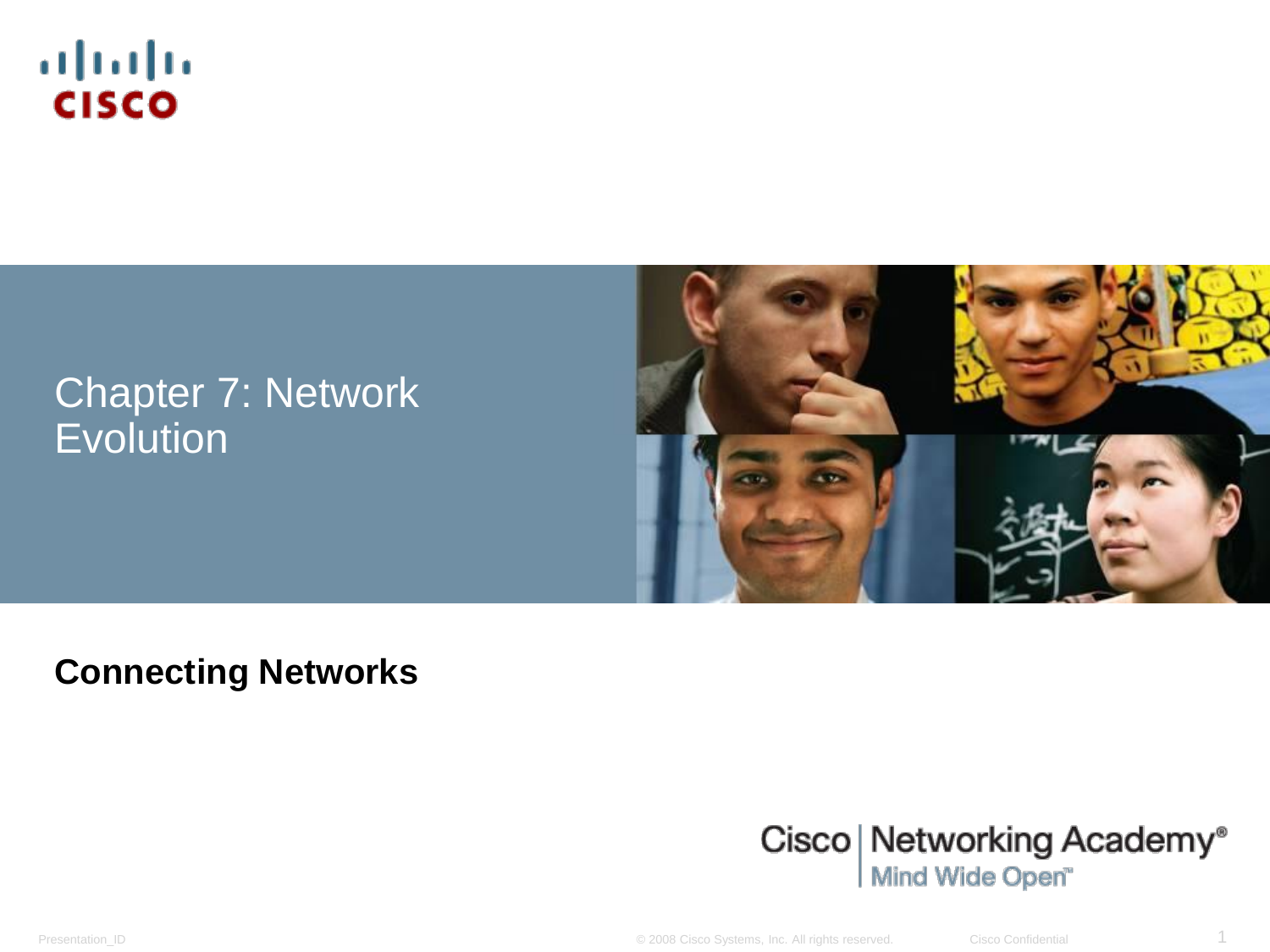# Chapter 7: Network Evolution

**Connecting Networks**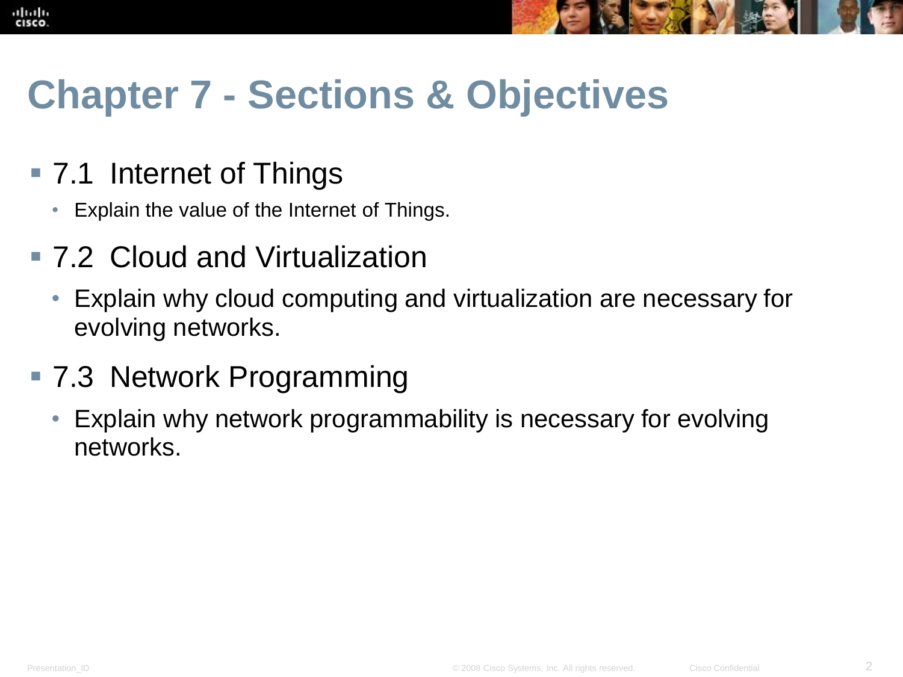# Chapter 7 - Sections & Objectives

- 7.1 Internet of Things
  - Explain the value of the Internet of Things.
- 7.2 Cloud and Virtualization
  - Explain why cloud computing and virtualization are necessary for evolving networks.
- 7.3 Network Programming
  - Explain why network programmability is necessary for evolving networks.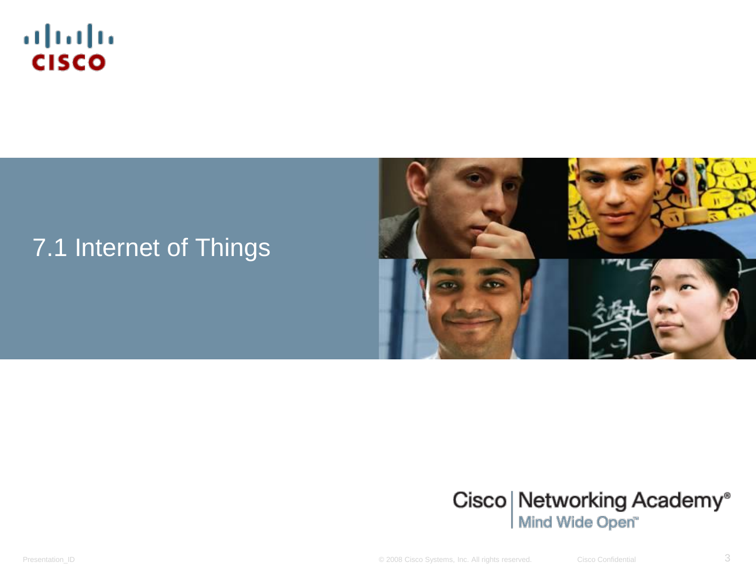# 7.1 Internet of Things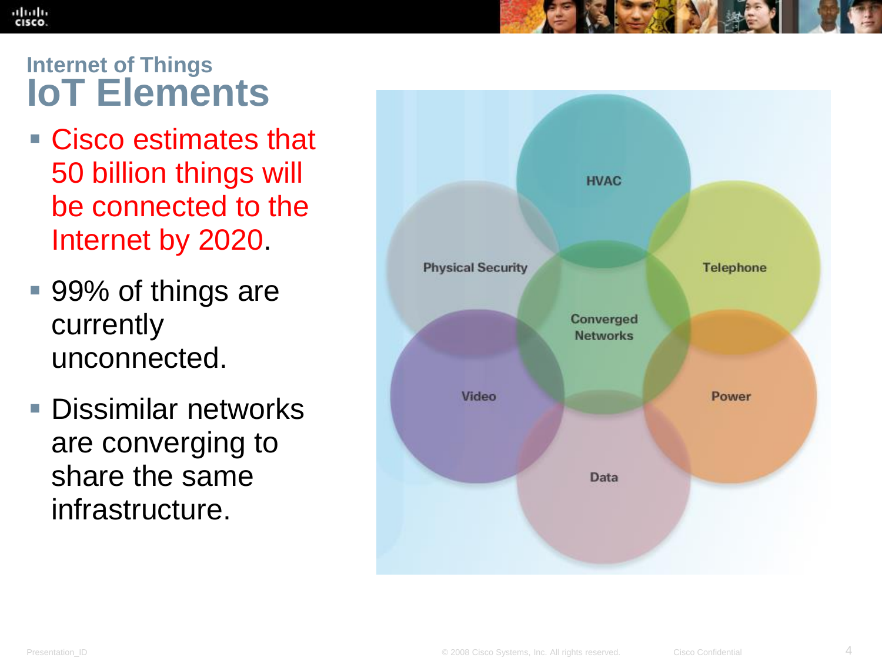## Internet of Things

# IoT Elements

- Cisco estimates that 50 billion things will be connected to the Internet by 2020.
- 99% of things are currently unconnected.
- Dissimilar networks are converging to share the same infrastructure.

HVAC

Physical Security

Telephone

Converged Networks

Video

Power

Data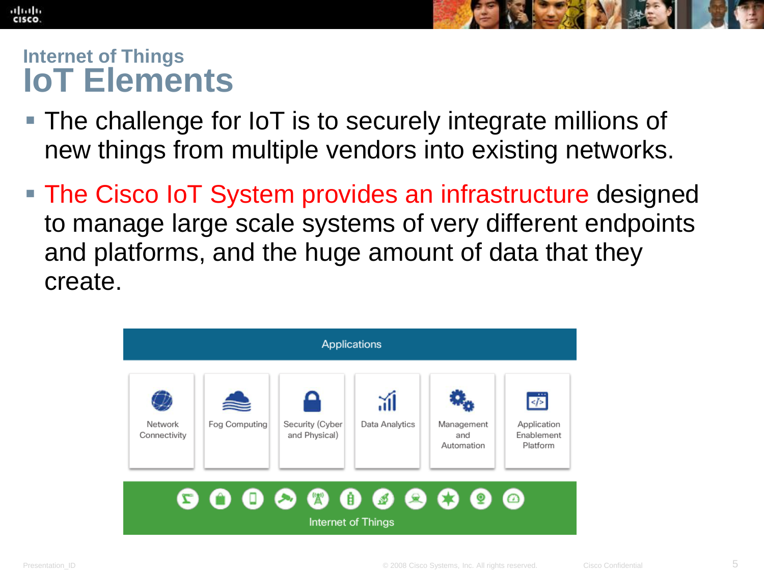## Internet of Things

# IoT Elements

- The challenge for IoT is to securely integrate millions of new things from multiple vendors into existing networks.
- The Cisco IoT System provides an infrastructure designed to manage large scale systems of very different endpoints and platforms, and the huge amount of data that they create.

Applications

Network Connectivity | Fog Computing | Security (Cyber and Physical) | Data Analytics | Management and Automation | Application Enablement Platform

Internet of Things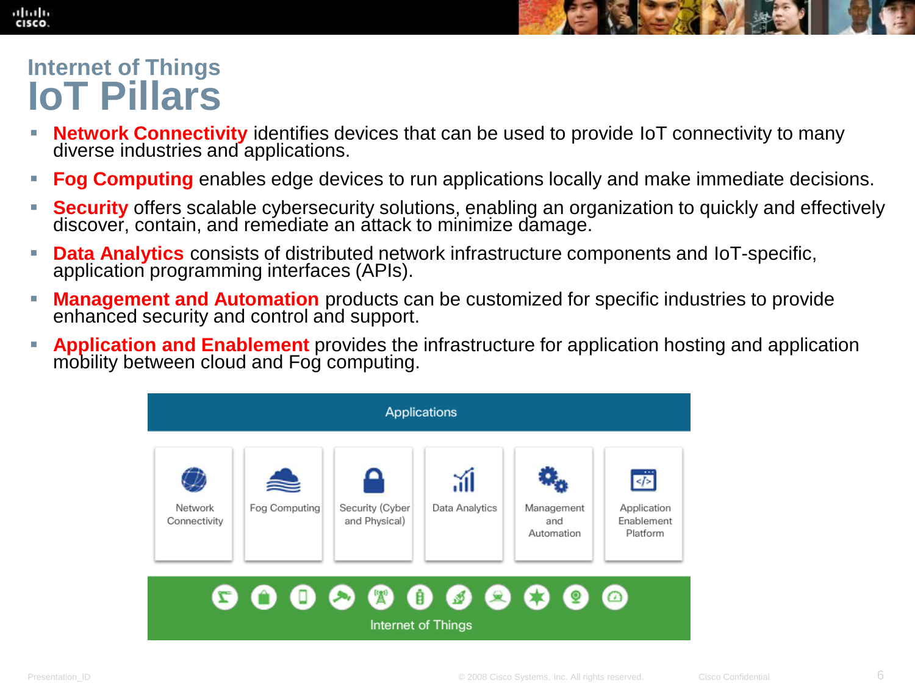## Internet of Things

# IoT Pillars

- **Network Connectivity** identifies devices that can be used to provide IoT connectivity to many diverse industries and applications.
- **Fog Computing** enables edge devices to run applications locally and make immediate decisions.
- **Security** offers scalable cybersecurity solutions, enabling an organization to quickly and effectively discover, contain, and remediate an attack to minimize damage.
- **Data Analytics** consists of distributed network infrastructure components and IoT-specific, application programming interfaces (APIs).
- **Management and Automation** products can be customized for specific industries to provide enhanced security and control and support.
- **Application and Enablement** provides the infrastructure for application hosting and application mobility between cloud and Fog computing.

Applications

| Network Connectivity | Fog Computing | Security (Cyber and Physical) | Data Analytics | Management and Automation | Application Enablement Platform |
|---|---|---|---|---|---|

Internet of Things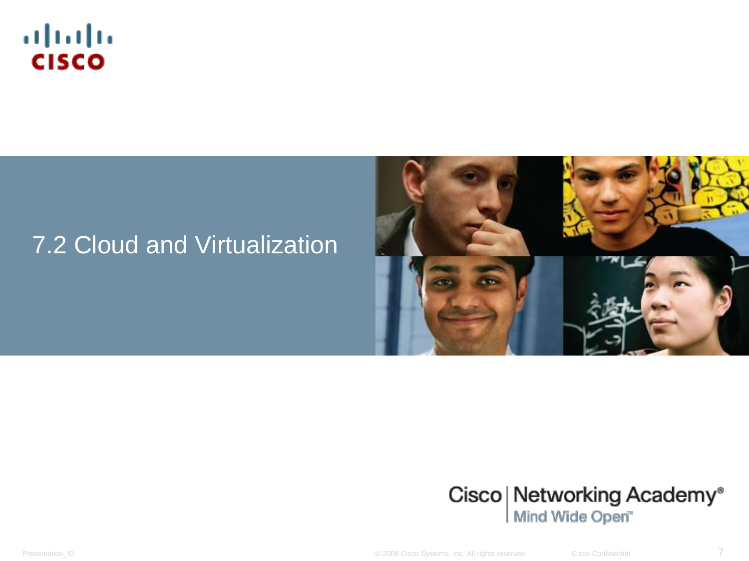# 7.2 Cloud and Virtualization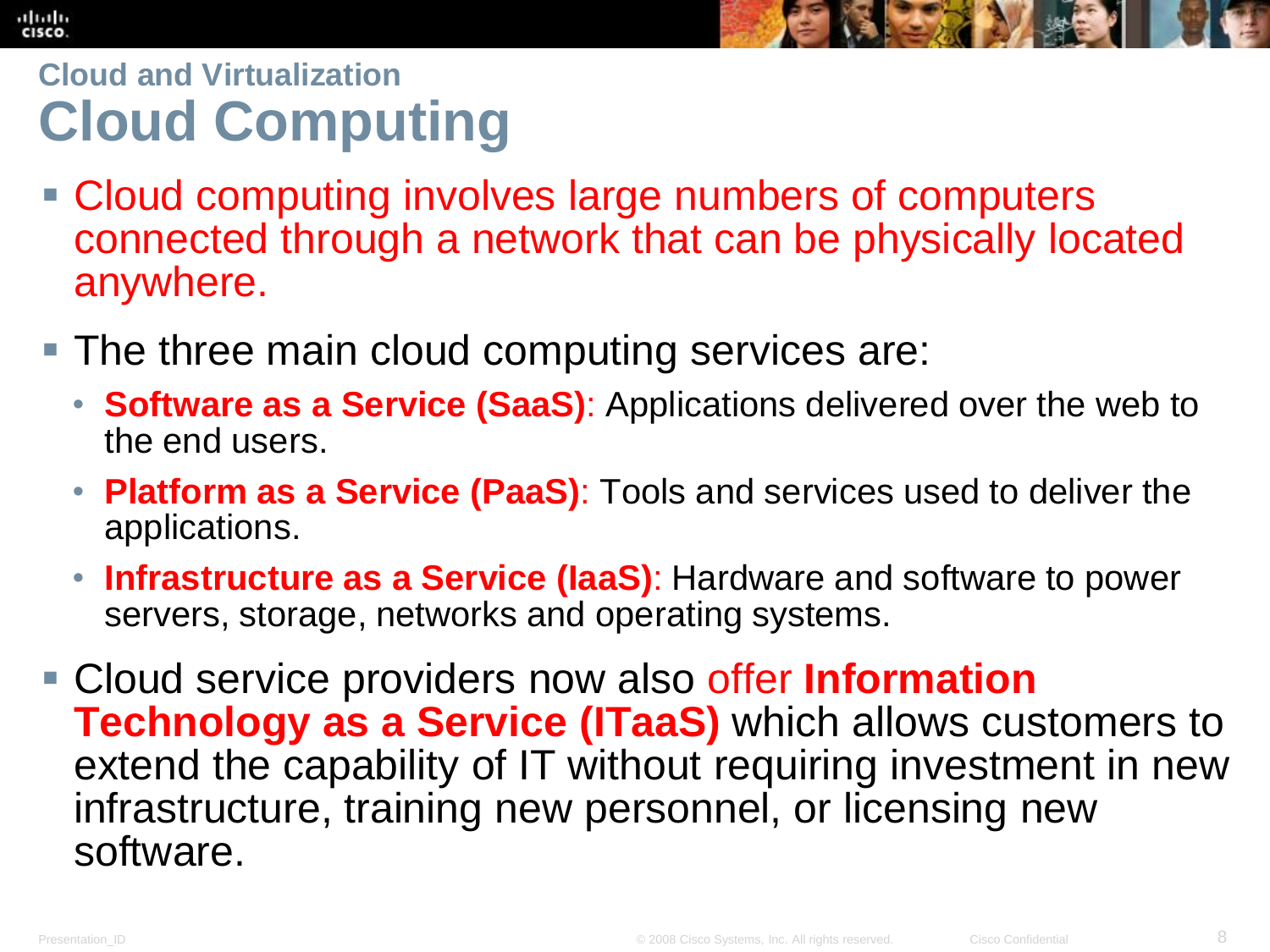## Cloud and Virtualization

# Cloud Computing

- Cloud computing involves large numbers of computers connected through a network that can be physically located anywhere.
- The three main cloud computing services are:
  - **Software as a Service (SaaS)**: Applications delivered over the web to the end users.
  - **Platform as a Service (PaaS)**: Tools and services used to deliver the applications.
  - **Infrastructure as a Service (IaaS)**: Hardware and software to power servers, storage, networks and operating systems.
- Cloud service providers now also offer **Information Technology as a Service (ITaaS)** which allows customers to extend the capability of IT without requiring investment in new infrastructure, training new personnel, or licensing new software.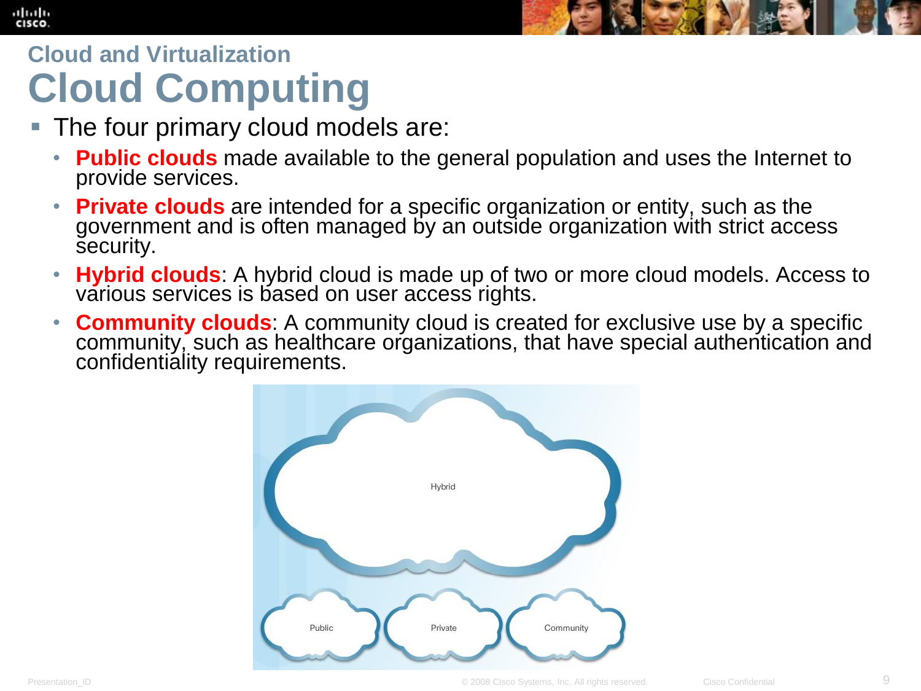## Cloud and Virtualization

# Cloud Computing

- The four primary cloud models are:
  - **Public clouds** made available to the general population and uses the Internet to provide services.
  - **Private clouds** are intended for a specific organization or entity, such as the government and is often managed by an outside organization with strict access security.
  - **Hybrid clouds**: A hybrid cloud is made up of two or more cloud models. Access to various services is based on user access rights.
  - **Community clouds**: A community cloud is created for exclusive use by a specific community, such as healthcare organizations, that have special authentication and confidentiality requirements.

Hybrid

Public    Private    Community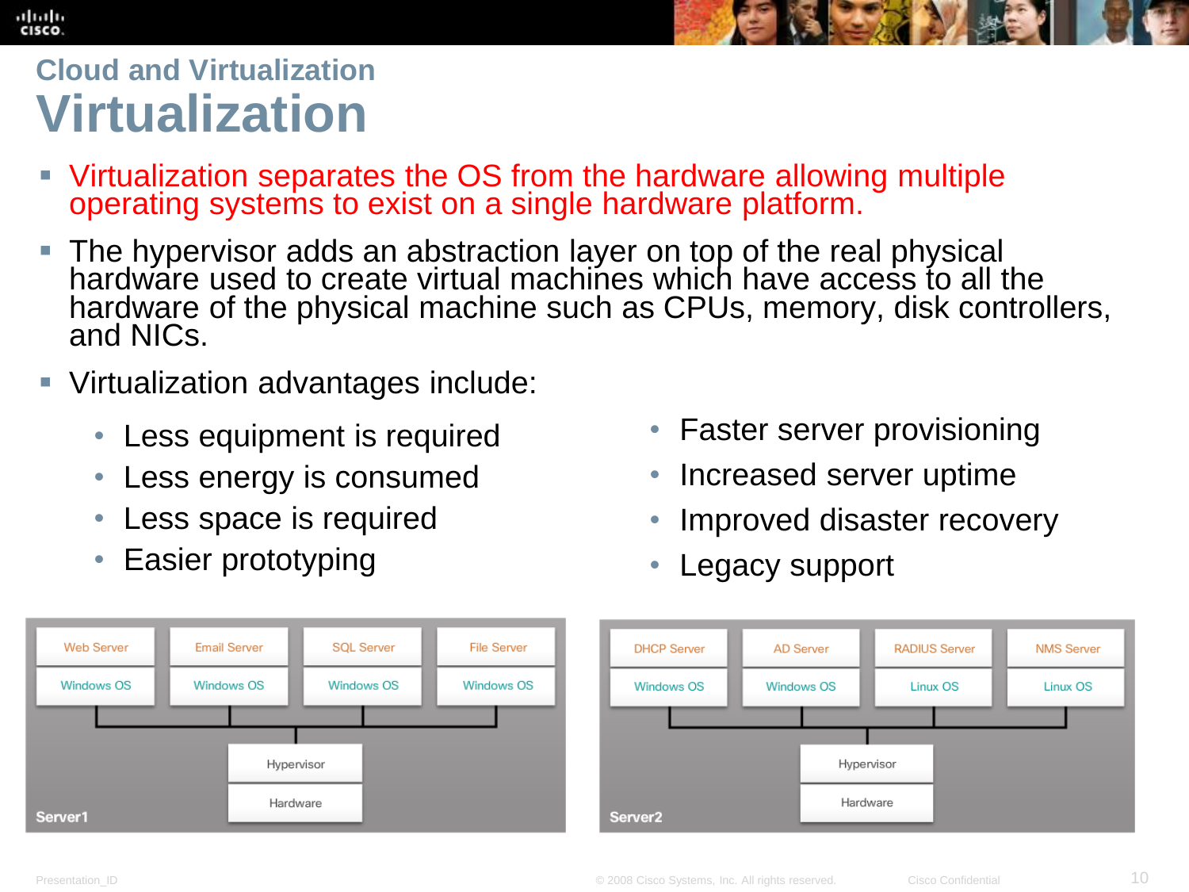## Cloud and Virtualization

# Virtualization

- Virtualization separates the OS from the hardware allowing multiple operating systems to exist on a single hardware platform.
- The hypervisor adds an abstraction layer on top of the real physical hardware used to create virtual machines which have access to all the hardware of the physical machine such as CPUs, memory, disk controllers, and NICs.
- Virtualization advantages include:
  - Less equipment is required
  - Less energy is consumed
  - Less space is required
  - Easier prototyping
  - Faster server provisioning
  - Increased server uptime
  - Improved disaster recovery
  - Legacy support

**Server1**

| Web Server | Email Server | SQL Server | File Server |
|---|---|---|---|
| Windows OS | Windows OS | Windows OS | Windows OS |

Hypervisor

Hardware

**Server2**

| DHCP Server | AD Server | RADIUS Server | NMS Server |
|---|---|---|---|
| Windows OS | Windows OS | Linux OS | Linux OS |

Hypervisor

Hardware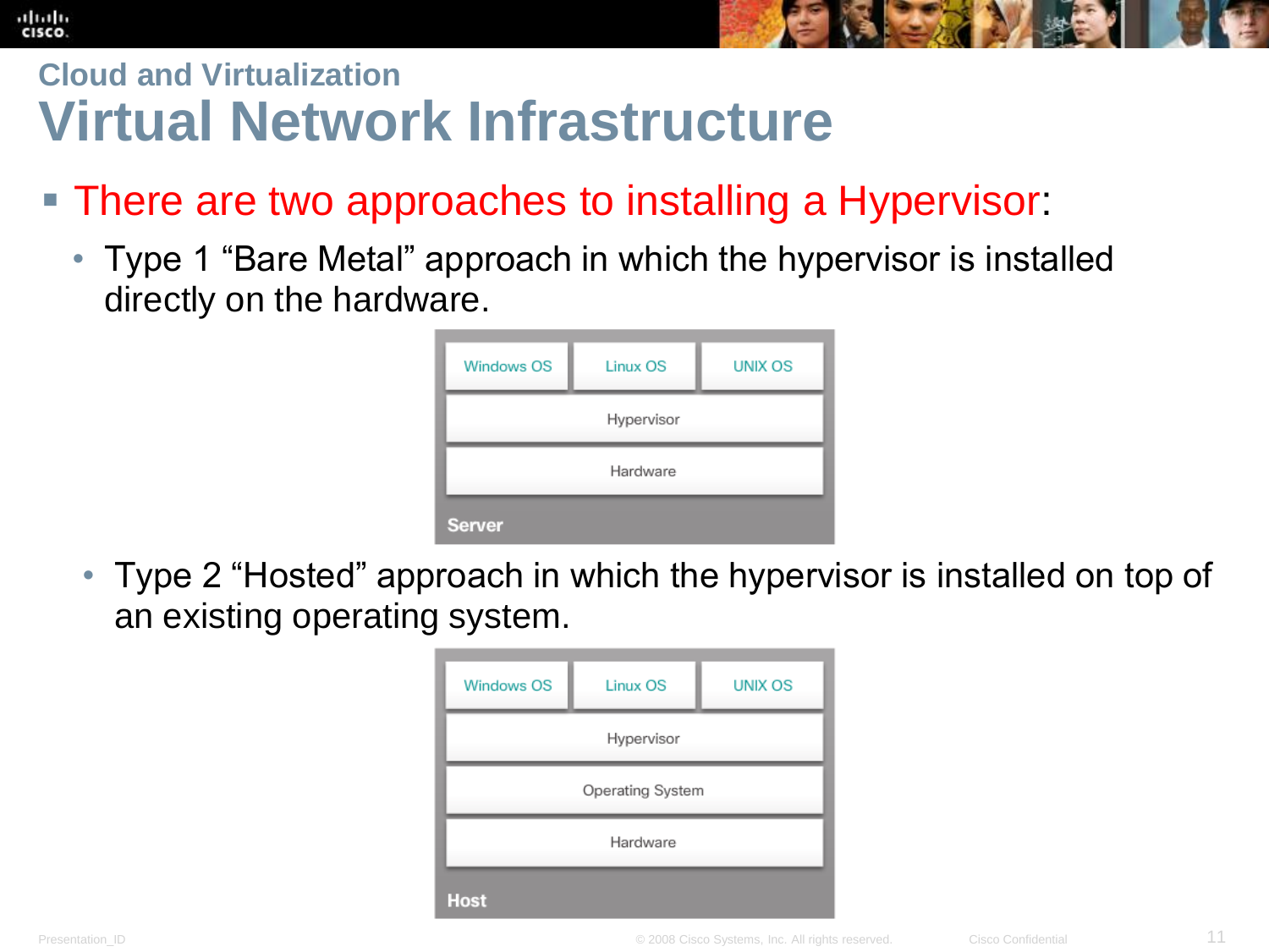## Cloud and Virtualization

# Virtual Network Infrastructure

- There are two approaches to installing a Hypervisor:
  - Type 1 “Bare Metal” approach in which the hypervisor is installed directly on the hardware.

| Windows OS | Linux OS | UNIX OS |
| --- | --- | --- |
| Hypervisor | | |
| Hardware | | |
| **Server** | | |

  - Type 2 “Hosted” approach in which the hypervisor is installed on top of an existing operating system.

| Windows OS | Linux OS | UNIX OS |
| --- | --- | --- |
| Hypervisor | | |
| Operating System | | |
| Hardware | | |
| **Host** | | |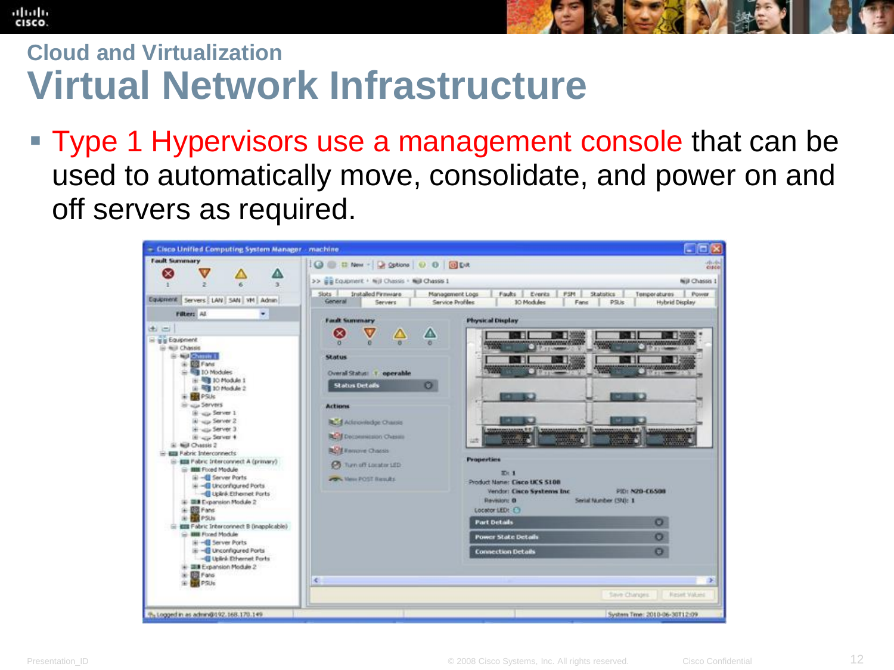## Cloud and Virtualization

# Virtual Network Infrastructure

- Type 1 Hypervisors use a management console that can be used to automatically move, consolidate, and power on and off servers as required.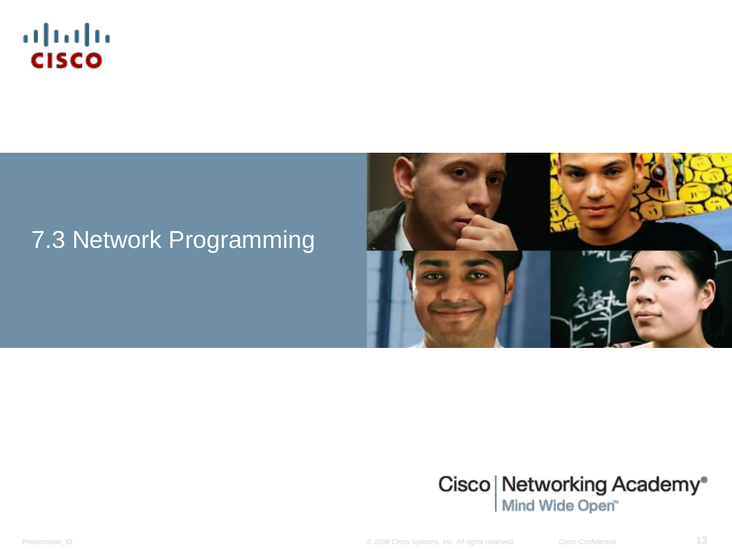# 7.3 Network Programming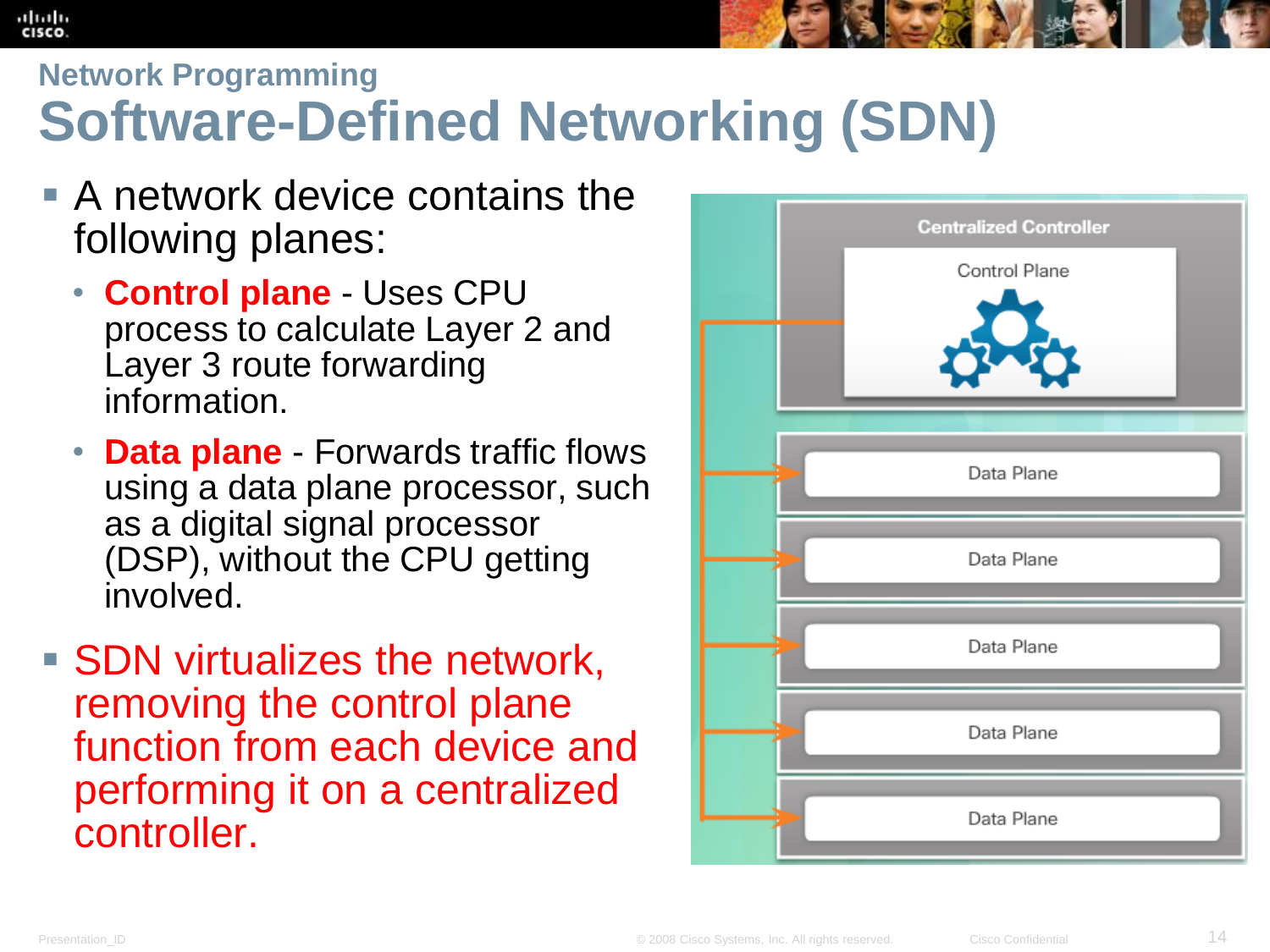## Network Programming

# Software-Defined Networking (SDN)

- A network device contains the following planes:
  - **Control plane** - Uses CPU process to calculate Layer 2 and Layer 3 route forwarding information.
  - **Data plane** - Forwards traffic flows using a data plane processor, such as a digital signal processor (DSP), without the CPU getting involved.
- SDN virtualizes the network, removing the control plane function from each device and performing it on a centralized controller.

Centralized Controller

Control Plane

Data Plane

Data Plane

Data Plane

Data Plane

Data Plane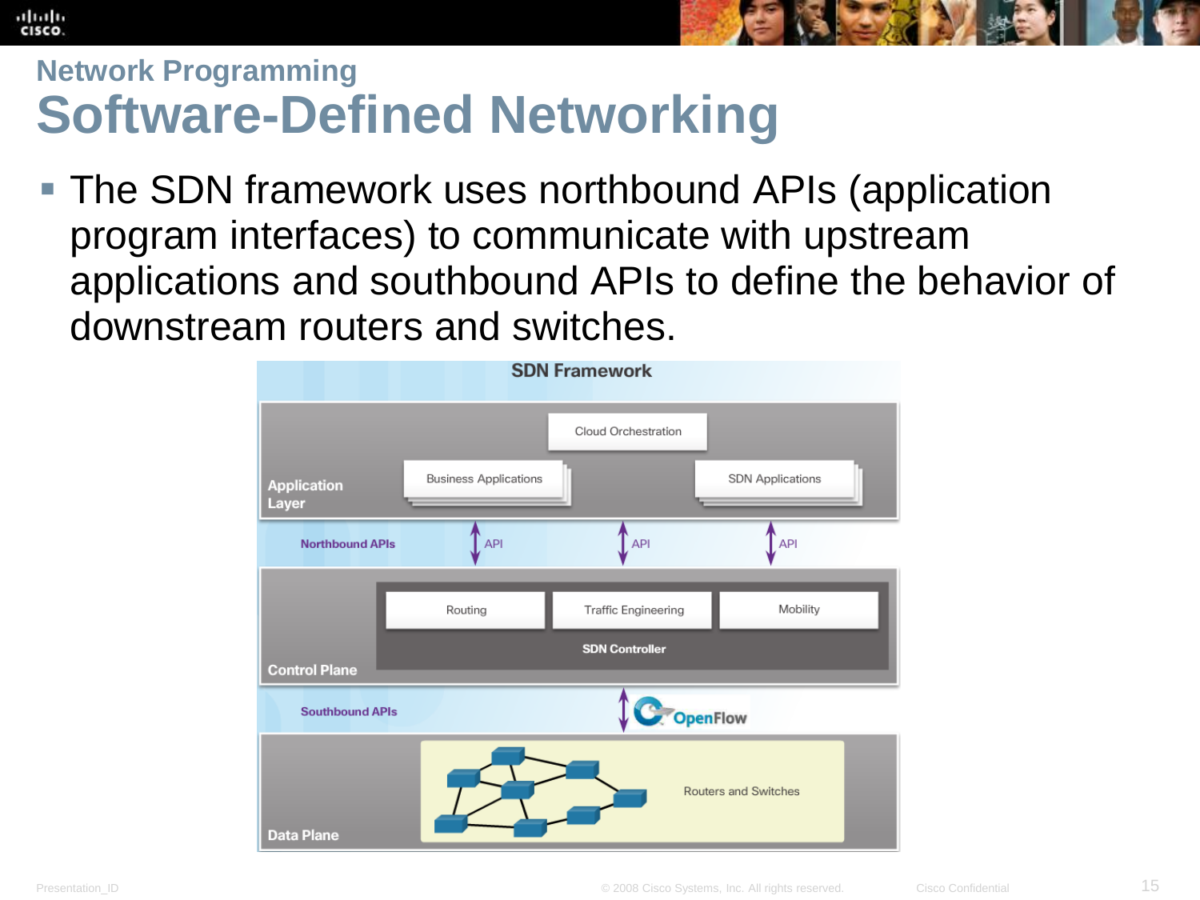## Network Programming

# Software-Defined Networking

- The SDN framework uses northbound APIs (application program interfaces) to communicate with upstream applications and southbound APIs to define the behavior of downstream routers and switches.

**SDN Framework**

**Application Layer**

Cloud Orchestration

Business Applications

SDN Applications

**Northbound APIs** — API — API — API

**Control Plane**

Routing | Traffic Engineering | Mobility

**SDN Controller**

**Southbound APIs** — OpenFlow

**Data Plane**

Routers and Switches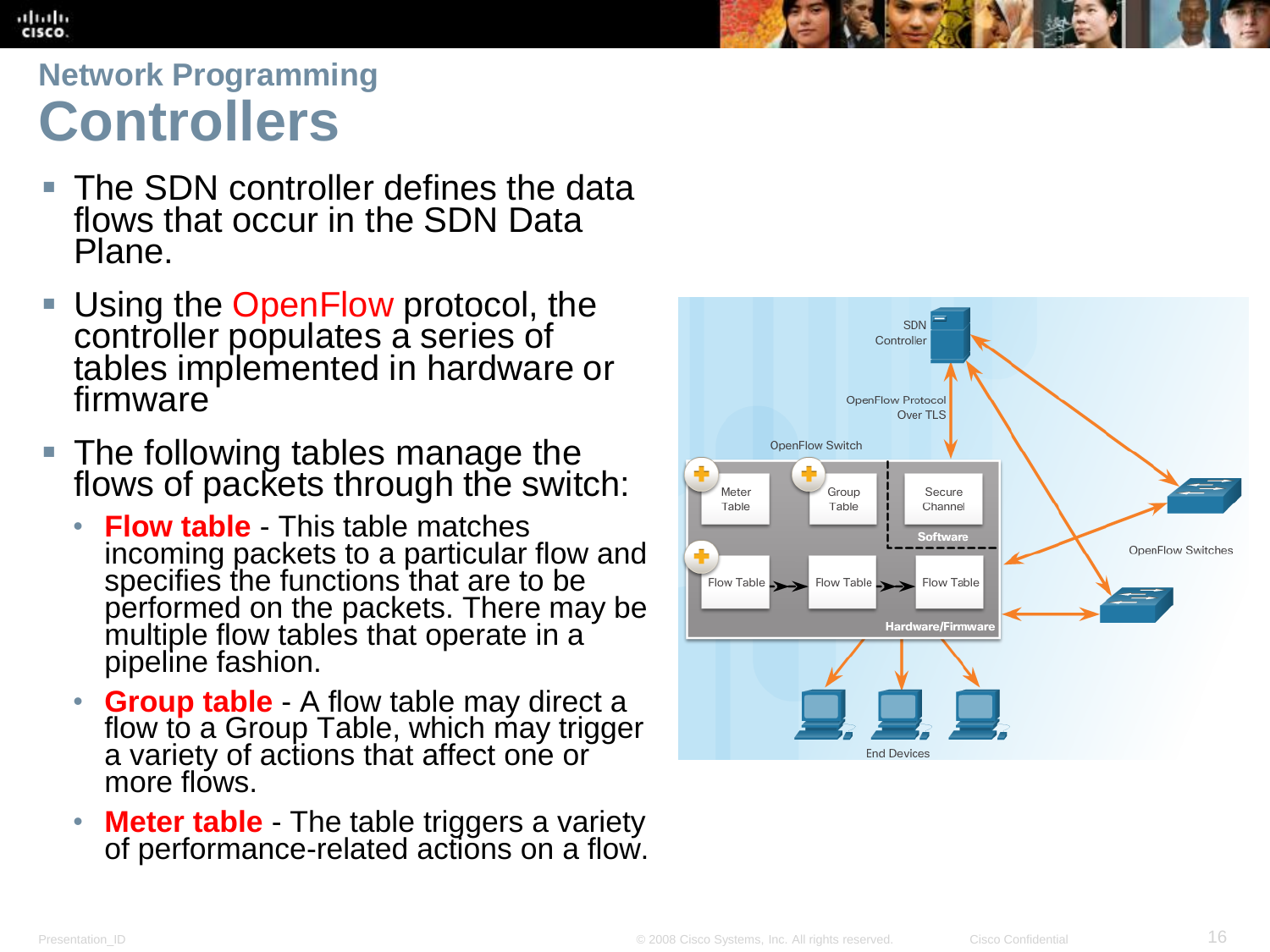## Network Programming

# Controllers

- The SDN controller defines the data flows that occur in the SDN Data Plane.
- Using the OpenFlow protocol, the controller populates a series of tables implemented in hardware or firmware
- The following tables manage the flows of packets through the switch:
  - **Flow table** - This table matches incoming packets to a particular flow and specifies the functions that are to be performed on the packets. There may be multiple flow tables that operate in a pipeline fashion.
  - **Group table** - A flow table may direct a flow to a Group Table, which may trigger a variety of actions that affect one or more flows.
  - **Meter table** - The table triggers a variety of performance-related actions on a flow.

SDN Controller

OpenFlow Protocol Over TLS

OpenFlow Switch

Meter Table | Group Table | Secure Channel

Software

Flow Table → Flow Table → Flow Table

Hardware/Firmware

OpenFlow Switches

End Devices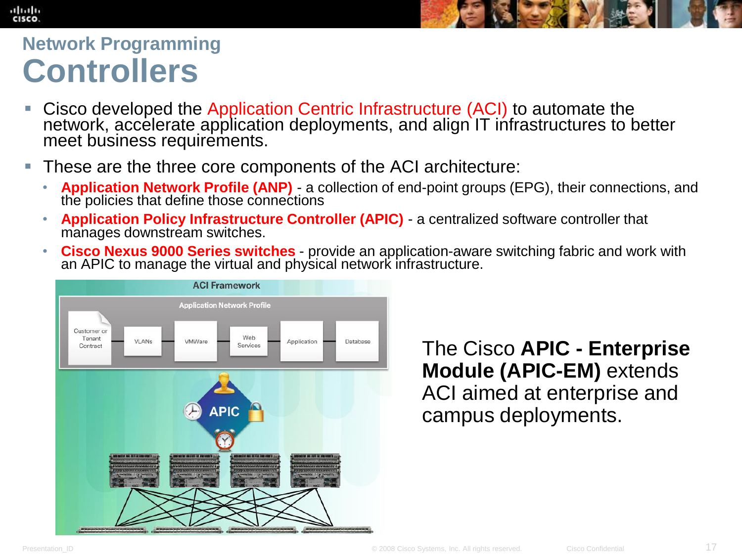## Network Programming

# Controllers

- Cisco developed the Application Centric Infrastructure (ACI) to automate the network, accelerate application deployments, and align IT infrastructures to better meet business requirements.
- These are the three core components of the ACI architecture:
  - **Application Network Profile (ANP)** - a collection of end-point groups (EPG), their connections, and the policies that define those connections
  - **Application Policy Infrastructure Controller (APIC)** - a centralized software controller that manages downstream switches.
  - **Cisco Nexus 9000 Series switches** - provide an application-aware switching fabric and work with an APIC to manage the virtual and physical network infrastructure.

ACI Framework

Application Network Profile

Customer or Tenant Contract — VLANs — VMWare — Web Services — Application — Database

APIC

The Cisco **APIC - Enterprise Module (APIC-EM)** extends ACI aimed at enterprise and campus deployments.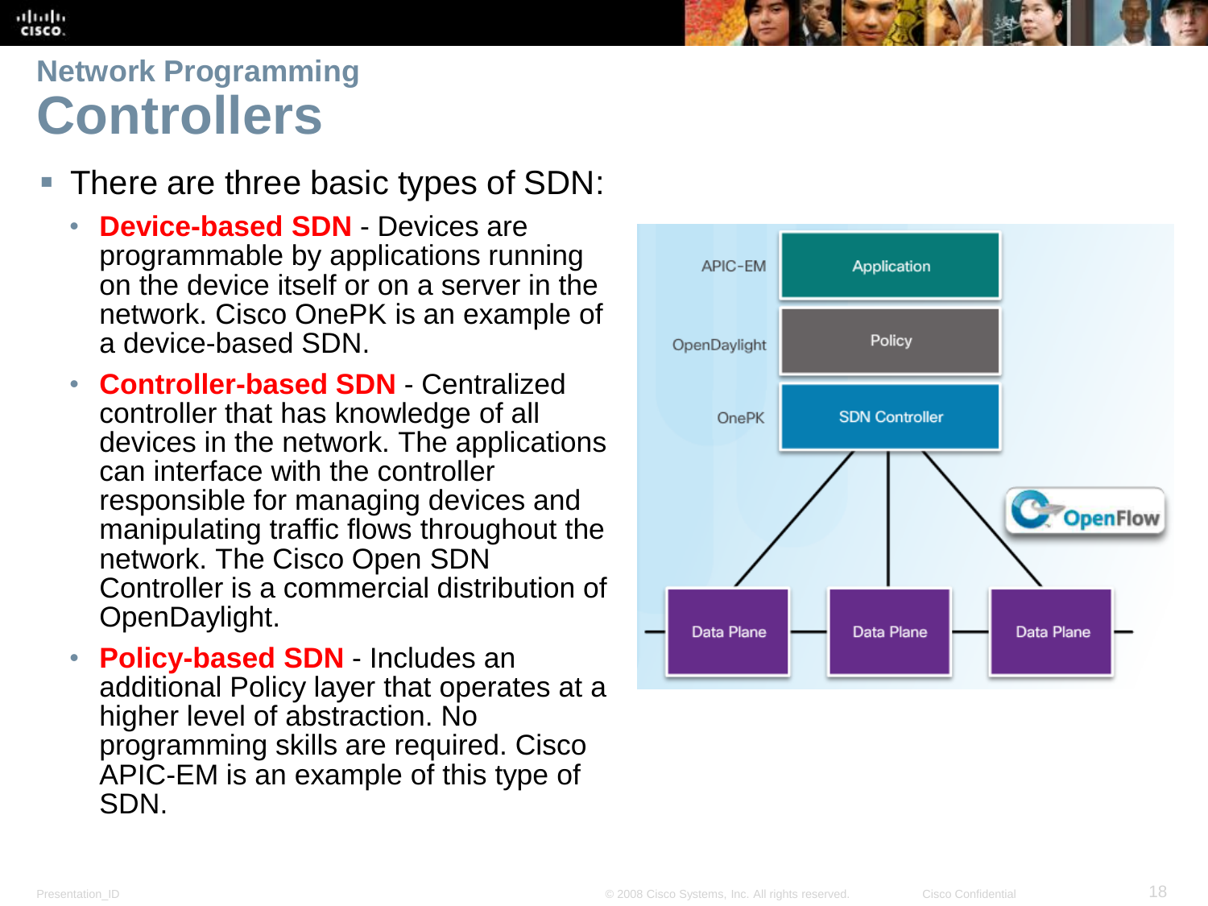## Network Programming

# Controllers

- There are three basic types of SDN:
  - **Device-based SDN** - Devices are programmable by applications running on the device itself or on a server in the network. Cisco OnePK is an example of a device-based SDN.
  - **Controller-based SDN** - Centralized controller that has knowledge of all devices in the network. The applications can interface with the controller responsible for managing devices and manipulating traffic flows throughout the network. The Cisco Open SDN Controller is a commercial distribution of OpenDaylight.
  - **Policy-based SDN** - Includes an additional Policy layer that operates at a higher level of abstraction. No programming skills are required. Cisco APIC-EM is an example of this type of SDN.

APIC-EM — Application

OpenDaylight — Policy

OnePK — SDN Controller

OpenFlow

Data Plane — Data Plane — Data Plane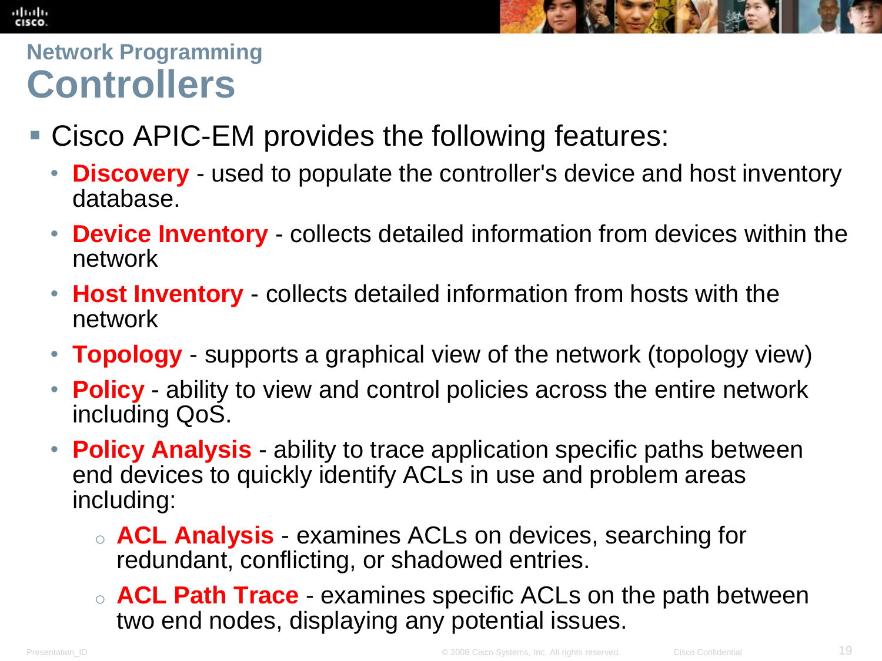## Network Programming

# Controllers

- Cisco APIC-EM provides the following features:
  - **Discovery** - used to populate the controller's device and host inventory database.
  - **Device Inventory** - collects detailed information from devices within the network
  - **Host Inventory** - collects detailed information from hosts with the network
  - **Topology** - supports a graphical view of the network (topology view)
  - **Policy** - ability to view and control policies across the entire network including QoS.
  - **Policy Analysis** - ability to trace application specific paths between end devices to quickly identify ACLs in use and problem areas including:
    - **ACL Analysis** - examines ACLs on devices, searching for redundant, conflicting, or shadowed entries.
    - **ACL Path Trace** - examines specific ACLs on the path between two end nodes, displaying any potential issues.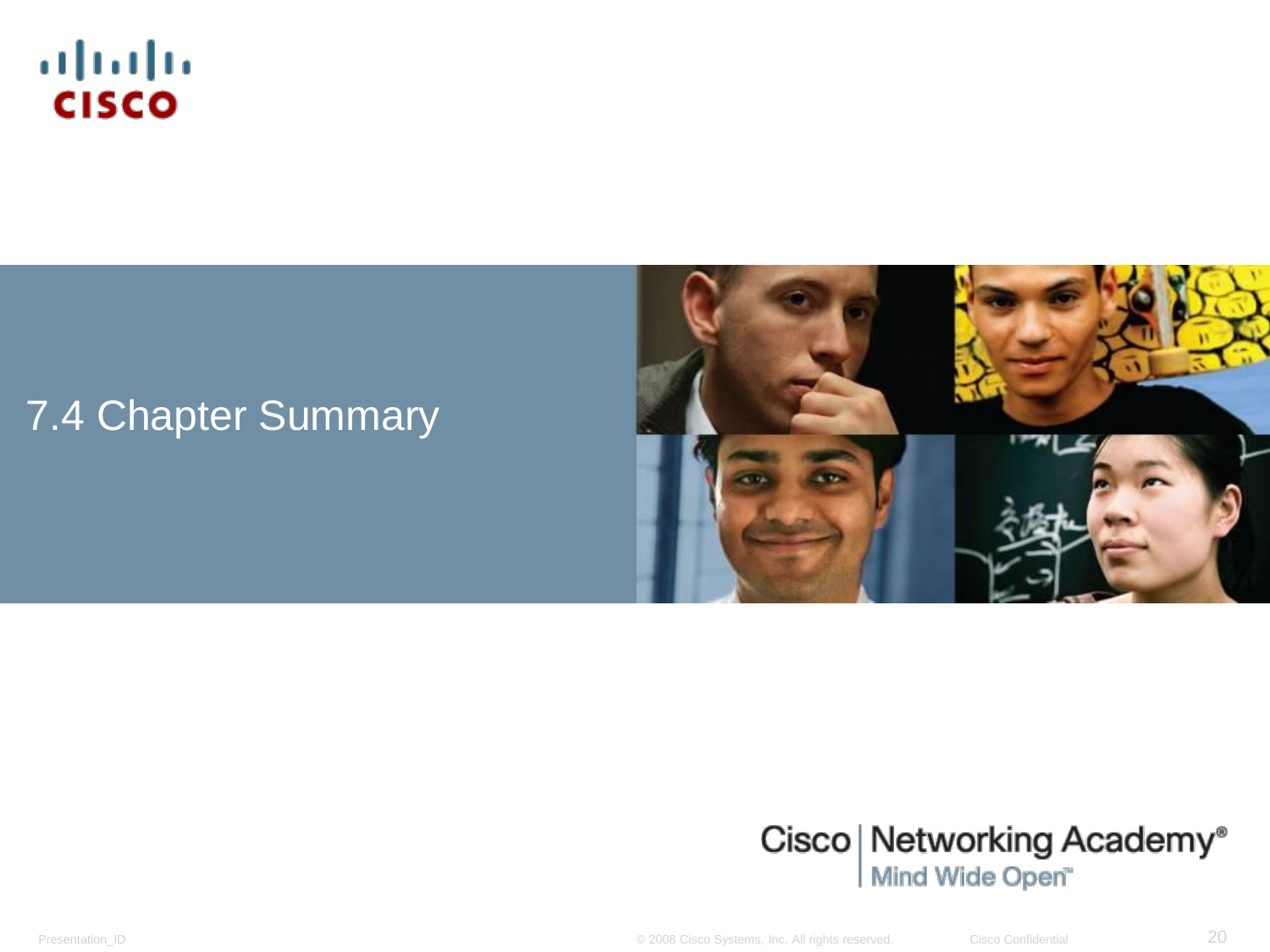# 7.4 Chapter Summary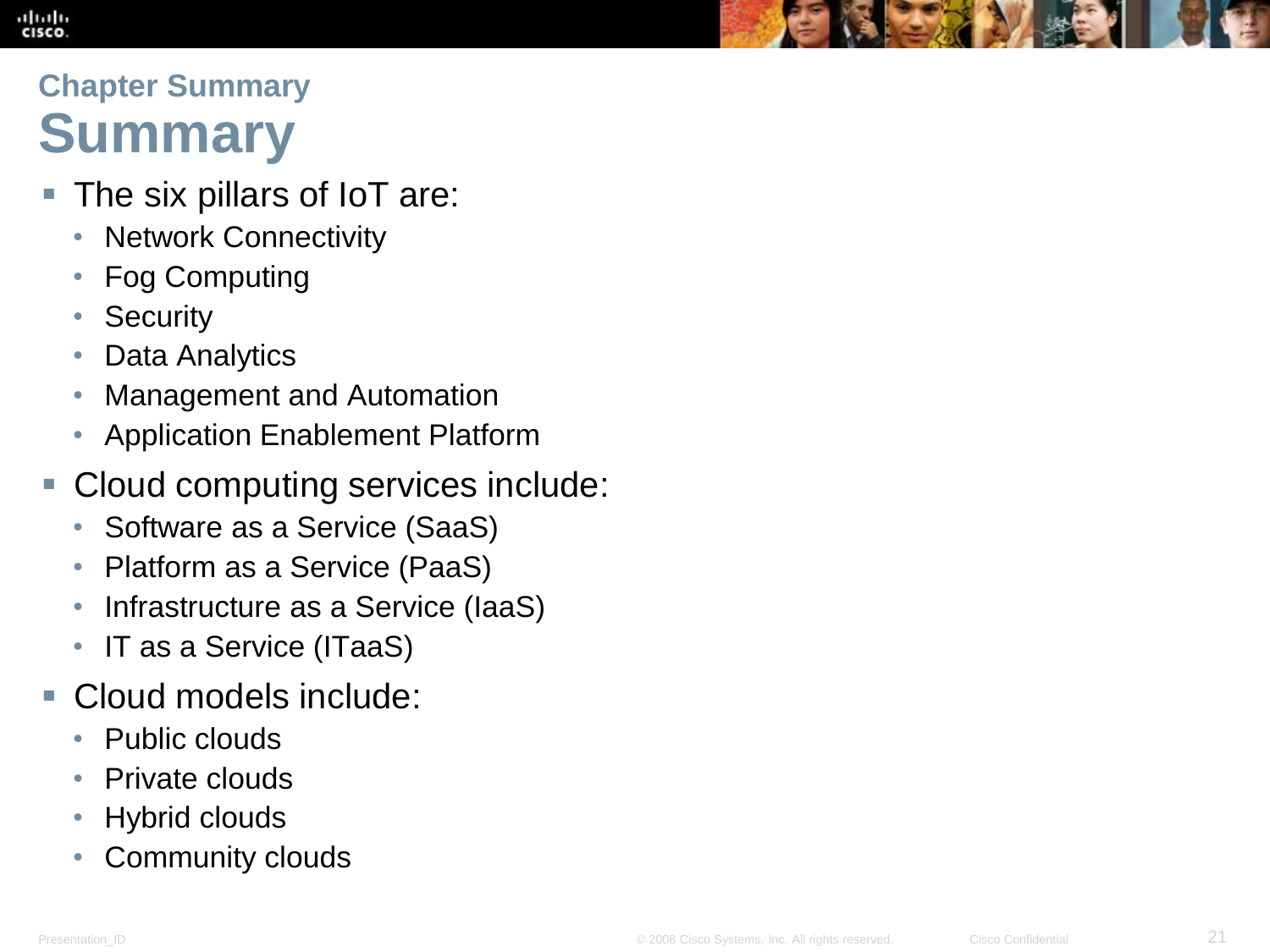## Chapter Summary

# Summary

- The six pillars of IoT are:
  - Network Connectivity
  - Fog Computing
  - Security
  - Data Analytics
  - Management and Automation
  - Application Enablement Platform
- Cloud computing services include:
  - Software as a Service (SaaS)
  - Platform as a Service (PaaS)
  - Infrastructure as a Service (IaaS)
  - IT as a Service (ITaaS)
- Cloud models include:
  - Public clouds
  - Private clouds
  - Hybrid clouds
  - Community clouds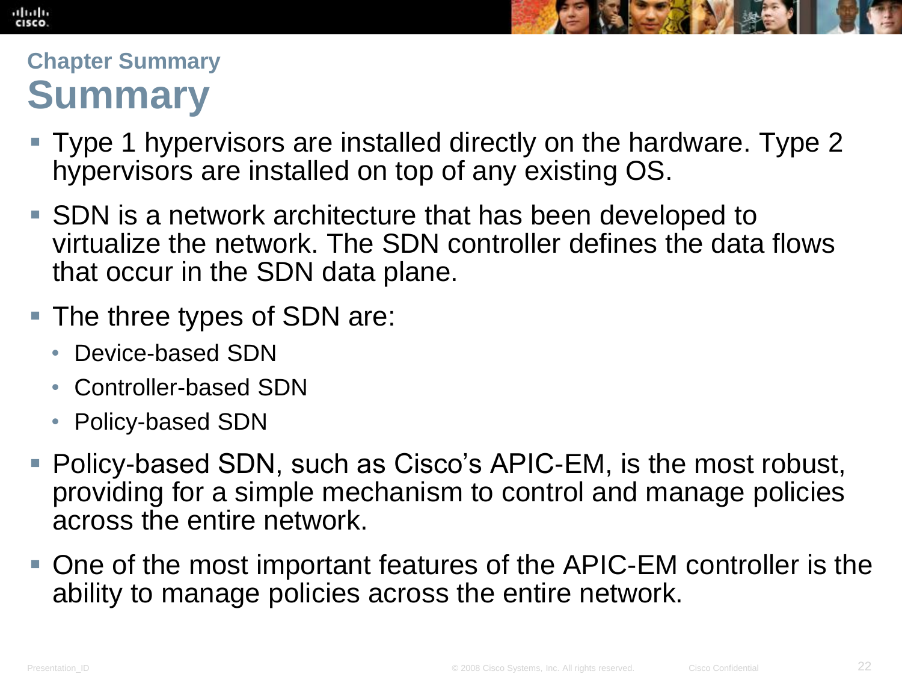## Chapter Summary

# Summary

- Type 1 hypervisors are installed directly on the hardware. Type 2 hypervisors are installed on top of any existing OS.
- SDN is a network architecture that has been developed to virtualize the network. The SDN controller defines the data flows that occur in the SDN data plane.
- The three types of SDN are:
  - Device-based SDN
  - Controller-based SDN
  - Policy-based SDN
- Policy-based SDN, such as Cisco's APIC-EM, is the most robust, providing for a simple mechanism to control and manage policies across the entire network.
- One of the most important features of the APIC-EM controller is the ability to manage policies across the entire network.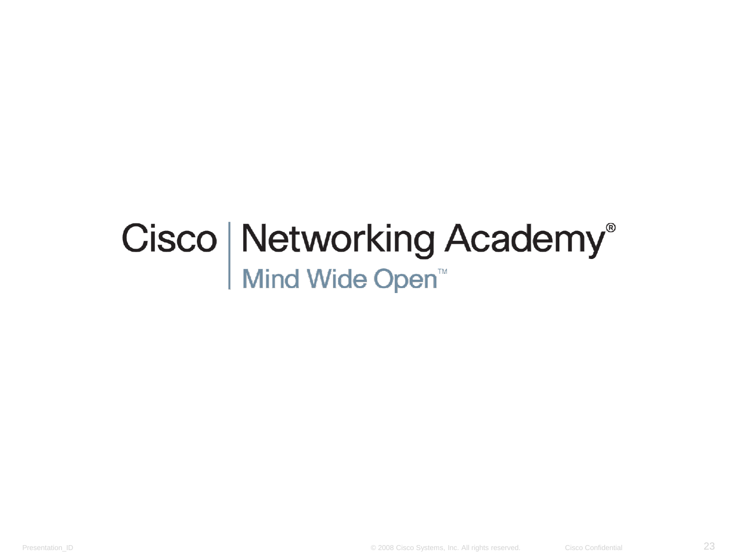Cisco | Networking Academy®

Mind Wide Open™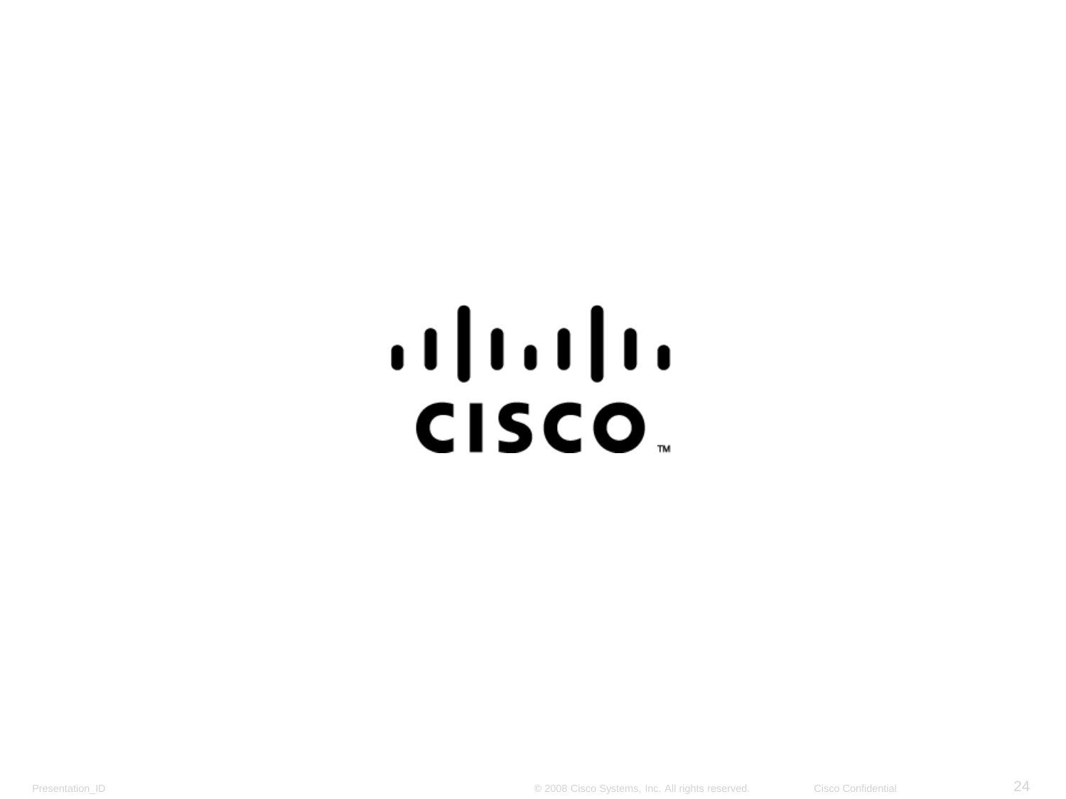CISCO™